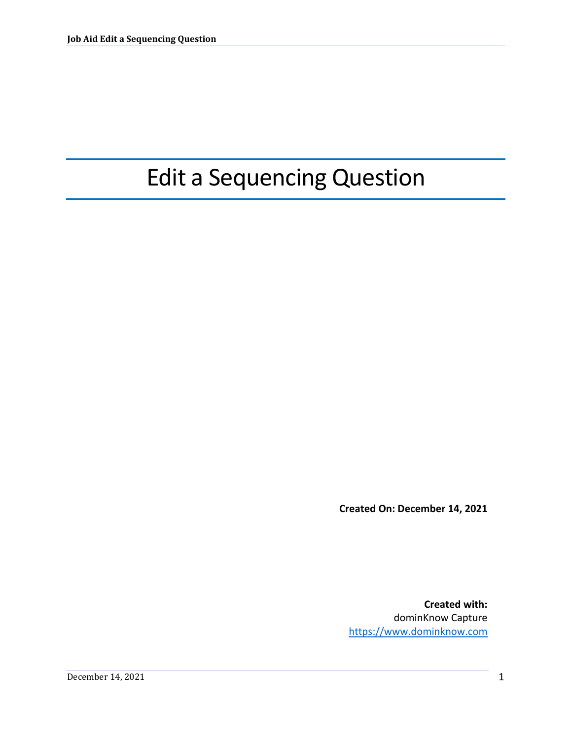# Edit a Sequencing Question

**Created On: December 14, 2021**

**Created with:**
dominKnow Capture
https://www.dominknow.com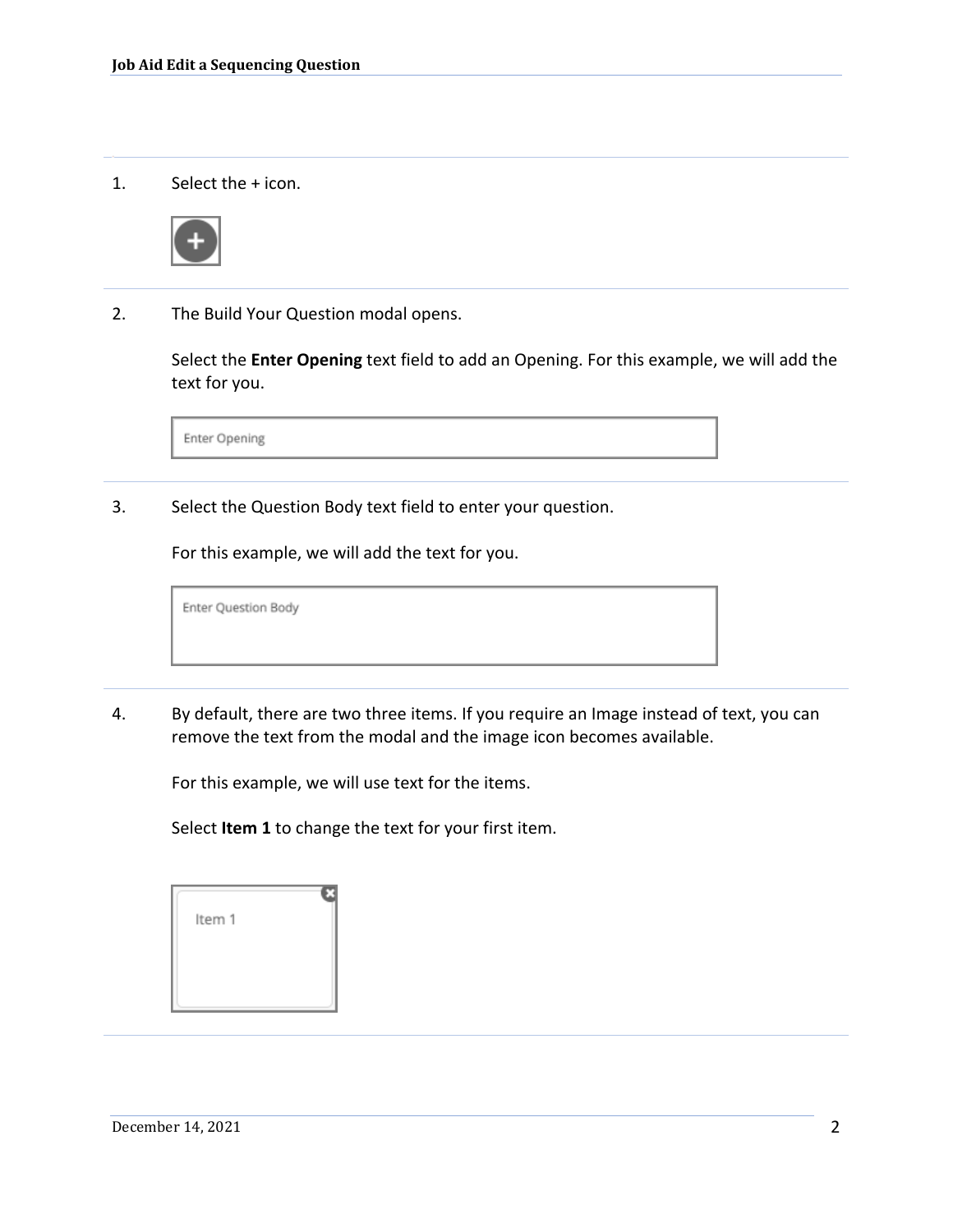1. Select the + icon.

2. The Build Your Question modal opens.

   Select the **Enter Opening** text field to add an Opening. For this example, we will add the text for you.

   Enter Opening

3. Select the Question Body text field to enter your question.

   For this example, we will add the text for you.

   Enter Question Body

4. By default, there are two three items. If you require an Image instead of text, you can remove the text from the modal and the image icon becomes available.

   For this example, we will use text for the items.

   Select **Item 1** to change the text for your first item.

   Item 1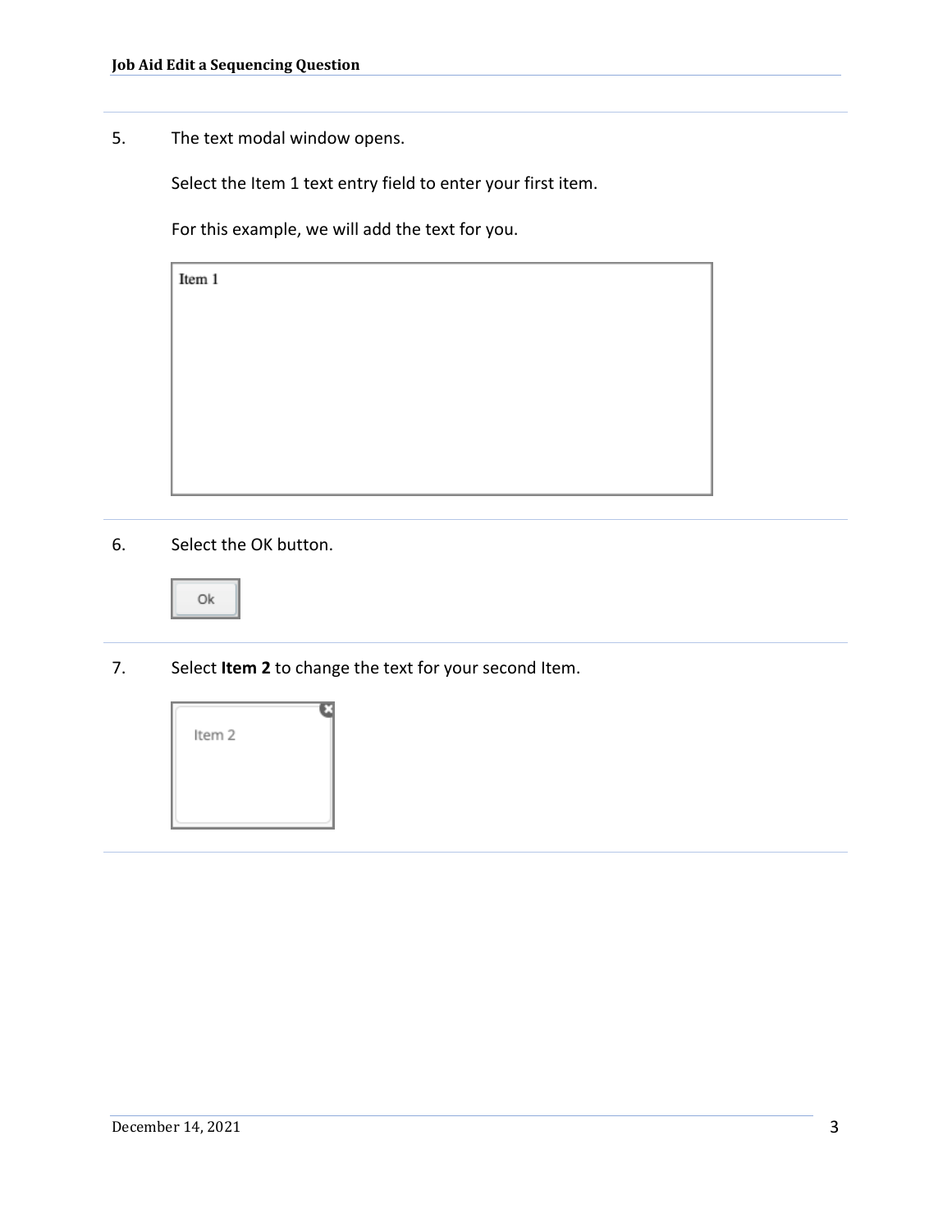5. The text modal window opens.

   Select the Item 1 text entry field to enter your first item.

   For this example, we will add the text for you.

   Item 1

6. Select the OK button.

   Ok

7. Select **Item 2** to change the text for your second Item.

   Item 2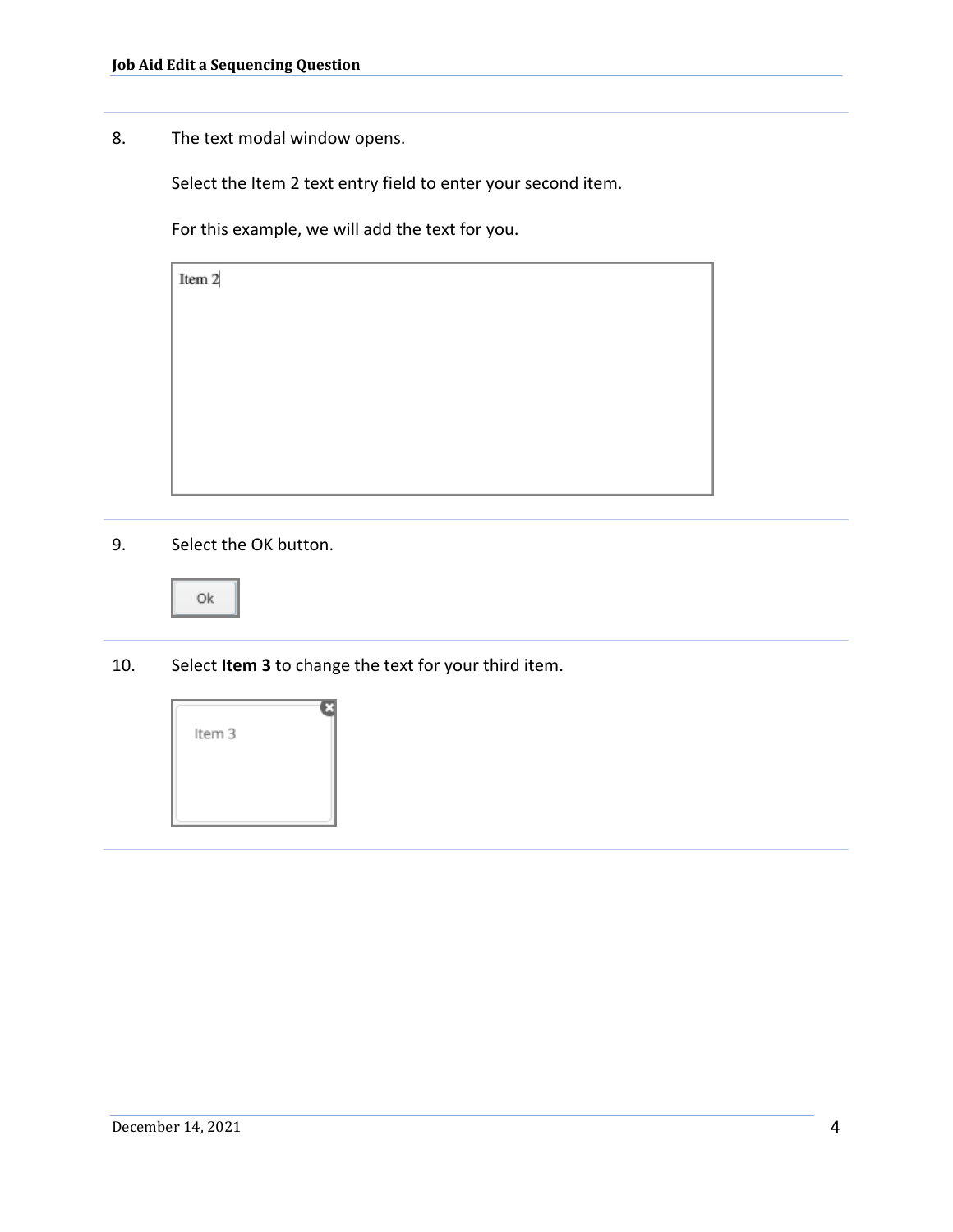8. The text modal window opens.

   Select the Item 2 text entry field to enter your second item.

   For this example, we will add the text for you.

9. Select the OK button.

10. Select **Item 3** to change the text for your third item.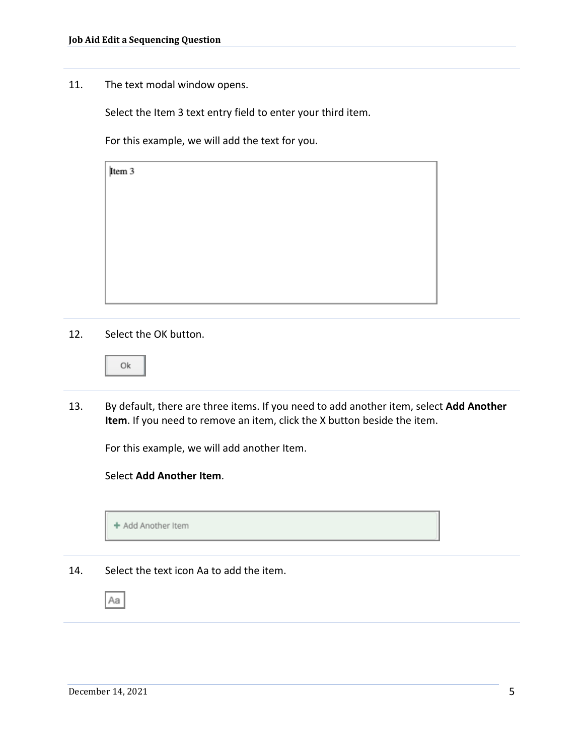11. The text modal window opens.

    Select the Item 3 text entry field to enter your third item.

    For this example, we will add the text for you.

    Item 3

12. Select the OK button.

    Ok

13. By default, there are three items. If you need to add another item, select **Add Another Item**. If you need to remove an item, click the X button beside the item.

    For this example, we will add another Item.

    Select **Add Another Item**.

    + Add Another Item

14. Select the text icon Aa to add the item.

    Aa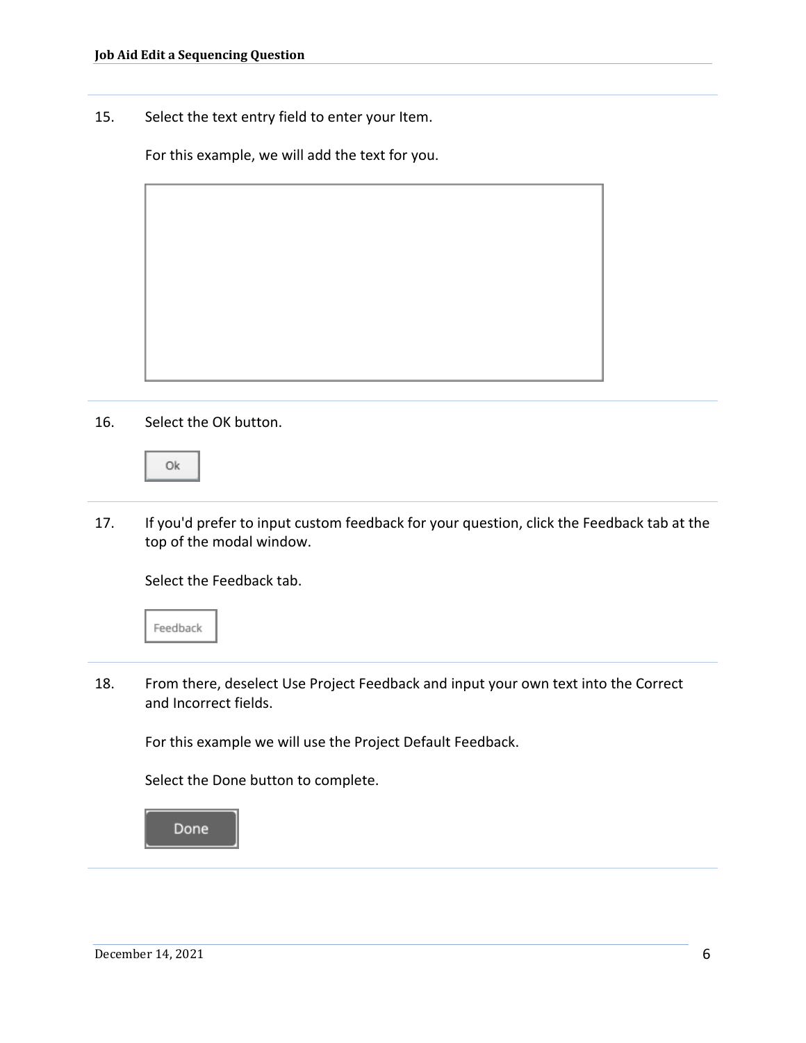15. Select the text entry field to enter your Item.

    For this example, we will add the text for you.

16. Select the OK button.

    Ok

17. If you'd prefer to input custom feedback for your question, click the Feedback tab at the top of the modal window.

    Select the Feedback tab.

    Feedback

18. From there, deselect Use Project Feedback and input your own text into the Correct and Incorrect fields.

    For this example we will use the Project Default Feedback.

    Select the Done button to complete.

    Done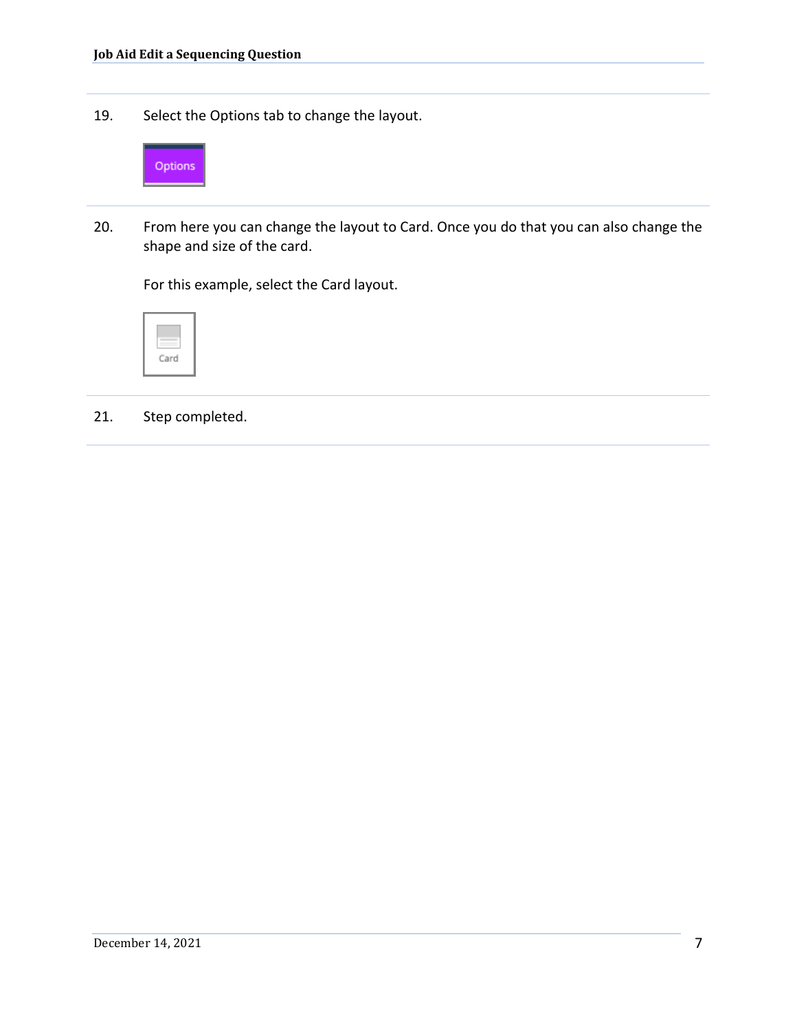19. Select the Options tab to change the layout.

Options

20. From here you can change the layout to Card. Once you do that you can also change the shape and size of the card.

    For this example, select the Card layout.

Card

21. Step completed.